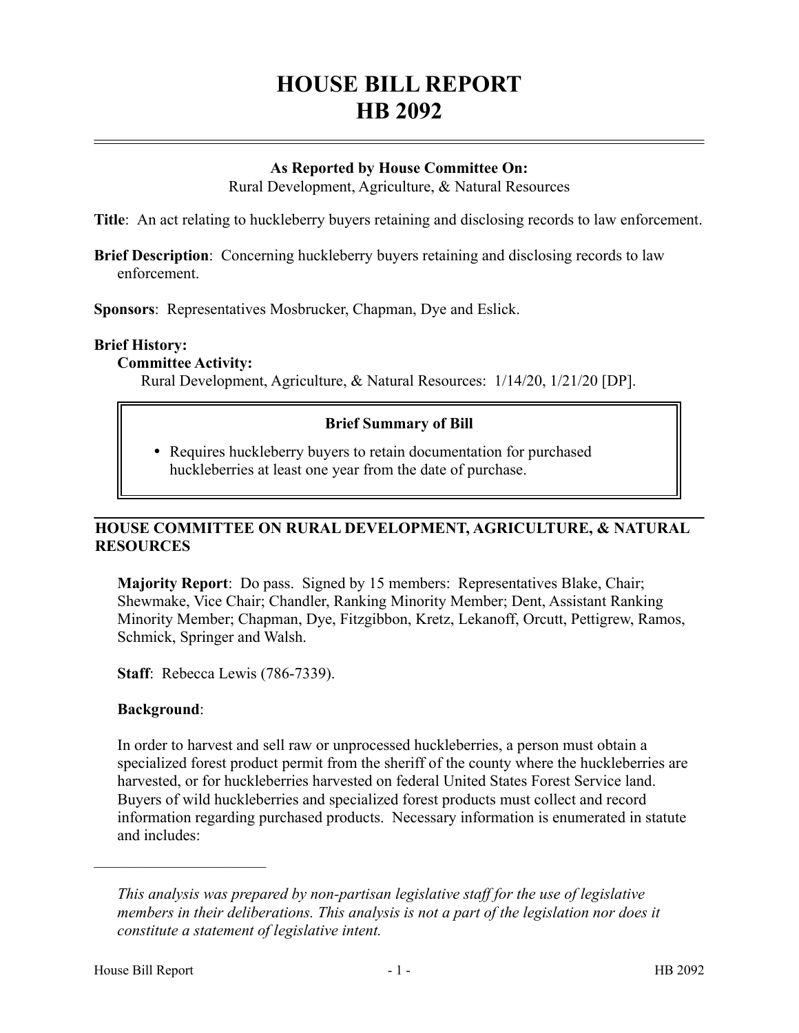# HOUSE BILL REPORT
# HB 2092

**As Reported by House Committee On:**
Rural Development, Agriculture, & Natural Resources

**Title**: An act relating to huckleberry buyers retaining and disclosing records to law enforcement.

**Brief Description**: Concerning huckleberry buyers retaining and disclosing records to law enforcement.

**Sponsors**: Representatives Mosbrucker, Chapman, Dye and Eslick.

**Brief History:**

**Committee Activity:**

Rural Development, Agriculture, & Natural Resources: 1/14/20, 1/21/20 [DP].

**Brief Summary of Bill**

- Requires huckleberry buyers to retain documentation for purchased huckleberries at least one year from the date of purchase.

## HOUSE COMMITTEE ON RURAL DEVELOPMENT, AGRICULTURE, & NATURAL RESOURCES

**Majority Report**: Do pass. Signed by 15 members: Representatives Blake, Chair; Shewmake, Vice Chair; Chandler, Ranking Minority Member; Dent, Assistant Ranking Minority Member; Chapman, Dye, Fitzgibbon, Kretz, Lekanoff, Orcutt, Pettigrew, Ramos, Schmick, Springer and Walsh.

**Staff**: Rebecca Lewis (786-7339).

**Background**:

In order to harvest and sell raw or unprocessed huckleberries, a person must obtain a specialized forest product permit from the sheriff of the county where the huckleberries are harvested, or for huckleberries harvested on federal United States Forest Service land. Buyers of wild huckleberries and specialized forest products must collect and record information regarding purchased products. Necessary information is enumerated in statute and includes:

---

*This analysis was prepared by non-partisan legislative staff for the use of legislative members in their deliberations. This analysis is not a part of the legislation nor does it constitute a statement of legislative intent.*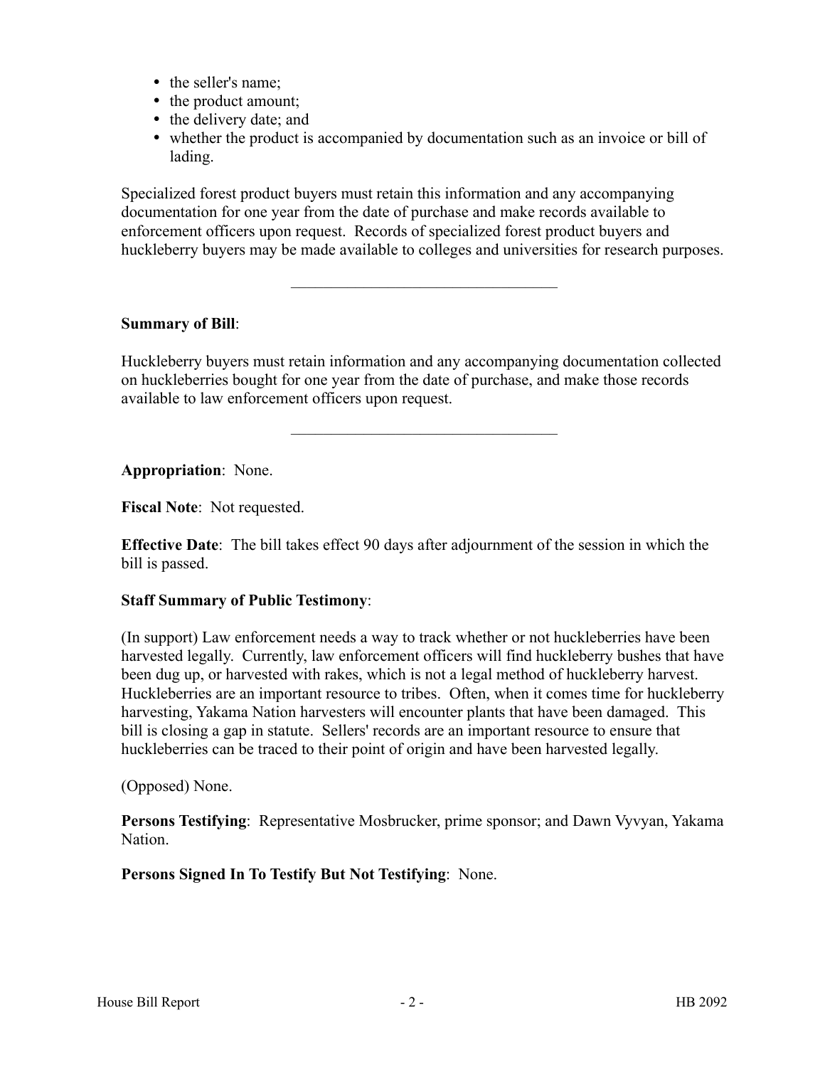- the seller's name;
- the product amount;
- the delivery date; and
- whether the product is accompanied by documentation such as an invoice or bill of lading.

Specialized forest product buyers must retain this information and any accompanying documentation for one year from the date of purchase and make records available to enforcement officers upon request. Records of specialized forest product buyers and huckleberry buyers may be made available to colleges and universities for research purposes.

---

**Summary of Bill**:

Huckleberry buyers must retain information and any accompanying documentation collected on huckleberries bought for one year from the date of purchase, and make those records available to law enforcement officers upon request.

---

**Appropriation**: None.

**Fiscal Note**: Not requested.

**Effective Date**: The bill takes effect 90 days after adjournment of the session in which the bill is passed.

**Staff Summary of Public Testimony**:

(In support) Law enforcement needs a way to track whether or not huckleberries have been harvested legally. Currently, law enforcement officers will find huckleberry bushes that have been dug up, or harvested with rakes, which is not a legal method of huckleberry harvest. Huckleberries are an important resource to tribes. Often, when it comes time for huckleberry harvesting, Yakama Nation harvesters will encounter plants that have been damaged. This bill is closing a gap in statute. Sellers' records are an important resource to ensure that huckleberries can be traced to their point of origin and have been harvested legally.

(Opposed) None.

**Persons Testifying**: Representative Mosbrucker, prime sponsor; and Dawn Vyvyan, Yakama Nation.

**Persons Signed In To Testify But Not Testifying**: None.